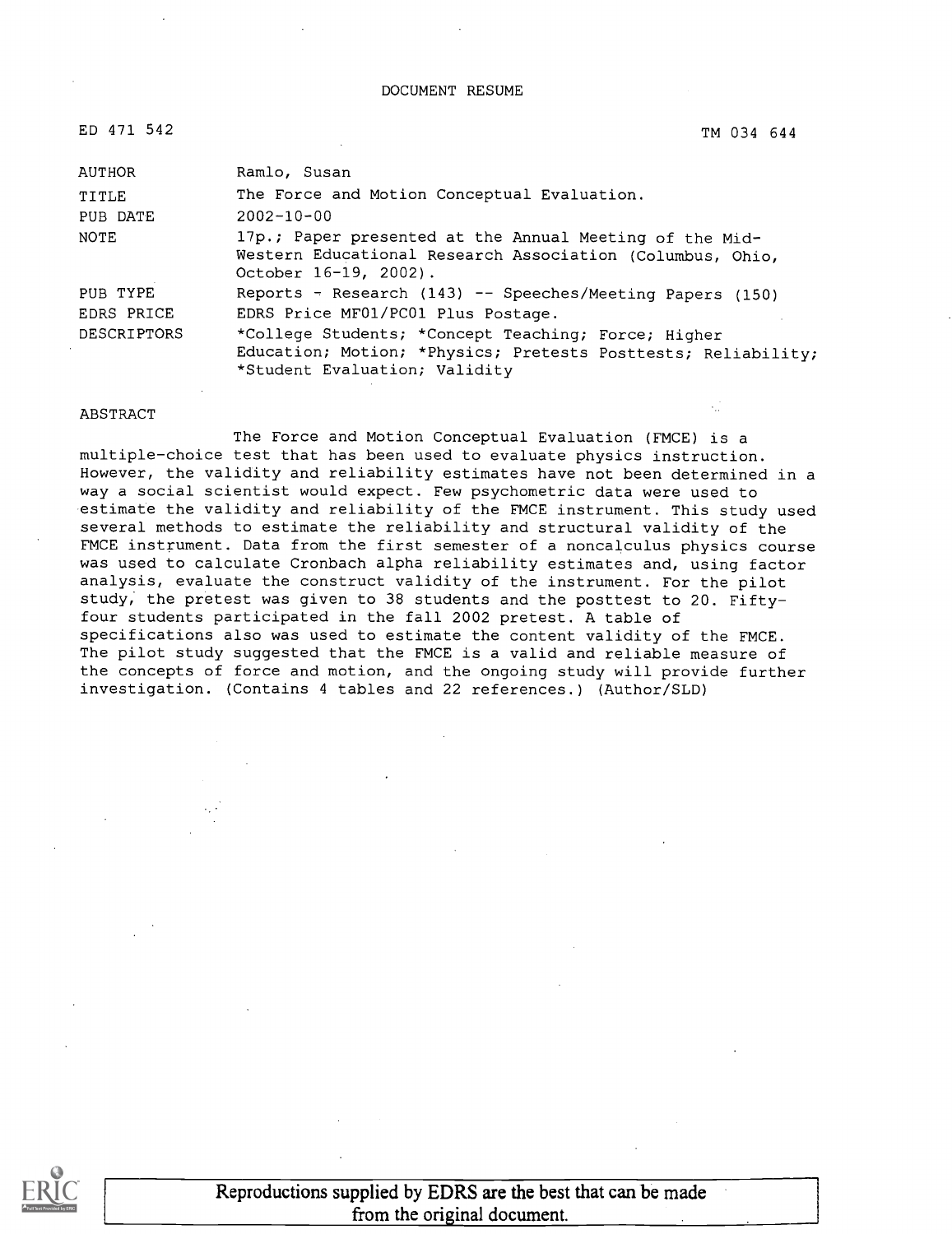DOCUMENT RESUME

ED 471 542 TM 034 644

| | |
|---|---|
| AUTHOR | Ramlo, Susan |
| TITLE | The Force and Motion Conceptual Evaluation. |
| PUB DATE | 2002-10-00 |
| NOTE | 17p.; Paper presented at the Annual Meeting of the Mid-Western Educational Research Association (Columbus, Ohio, October 16-19, 2002). |
| PUB TYPE | Reports - Research (143) -- Speeches/Meeting Papers (150) |
| EDRS PRICE | EDRS Price MF01/PC01 Plus Postage. |
| DESCRIPTORS | *College Students; *Concept Teaching; Force; Higher Education; Motion; *Physics; Pretests Posttests; Reliability; *Student Evaluation; Validity |

ABSTRACT

The Force and Motion Conceptual Evaluation (FMCE) is a multiple-choice test that has been used to evaluate physics instruction. However, the validity and reliability estimates have not been determined in a way a social scientist would expect. Few psychometric data were used to estimate the validity and reliability of the FMCE instrument. This study used several methods to estimate the reliability and structural validity of the FMCE instrument. Data from the first semester of a noncalculus physics course was used to calculate Cronbach alpha reliability estimates and, using factor analysis, evaluate the construct validity of the instrument. For the pilot study, the pretest was given to 38 students and the posttest to 20. Fifty-four students participated in the fall 2002 pretest. A table of specifications also was used to estimate the content validity of the FMCE. The pilot study suggested that the FMCE is a valid and reliable measure of the concepts of force and motion, and the ongoing study will provide further investigation. (Contains 4 tables and 22 references.) (Author/SLD)

Reproductions supplied by EDRS are the best that can be made from the original document.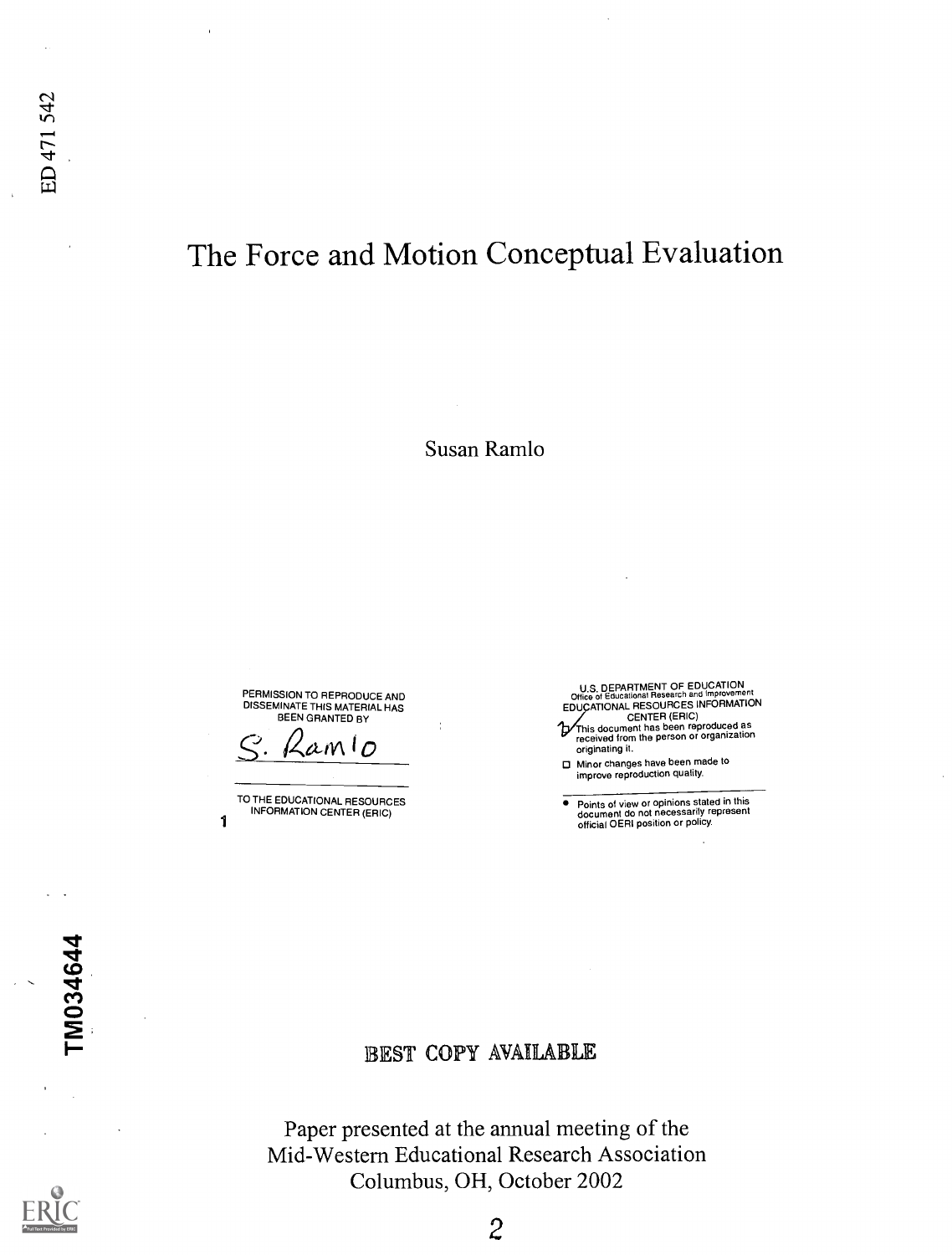ED 471 542

# The Force and Motion Conceptual Evaluation

Susan Ramlo

PERMISSION TO REPRODUCE AND DISSEMINATE THIS MATERIAL HAS BEEN GRANTED BY

S. Ramlo

TO THE EDUCATIONAL RESOURCES INFORMATION CENTER (ERIC)

U.S. DEPARTMENT OF EDUCATION
Office of Educational Research and Improvement
EDUCATIONAL RESOURCES INFORMATION CENTER (ERIC)

- This document has been reproduced as received from the person or organization originating it.
- Minor changes have been made to improve reproduction quality.
- Points of view or opinions stated in this document do not necessarily represent official OERI position or policy.

TM034644

BEST COPY AVAILABLE

Paper presented at the annual meeting of the Mid-Western Educational Research Association
Columbus, OH, October 2002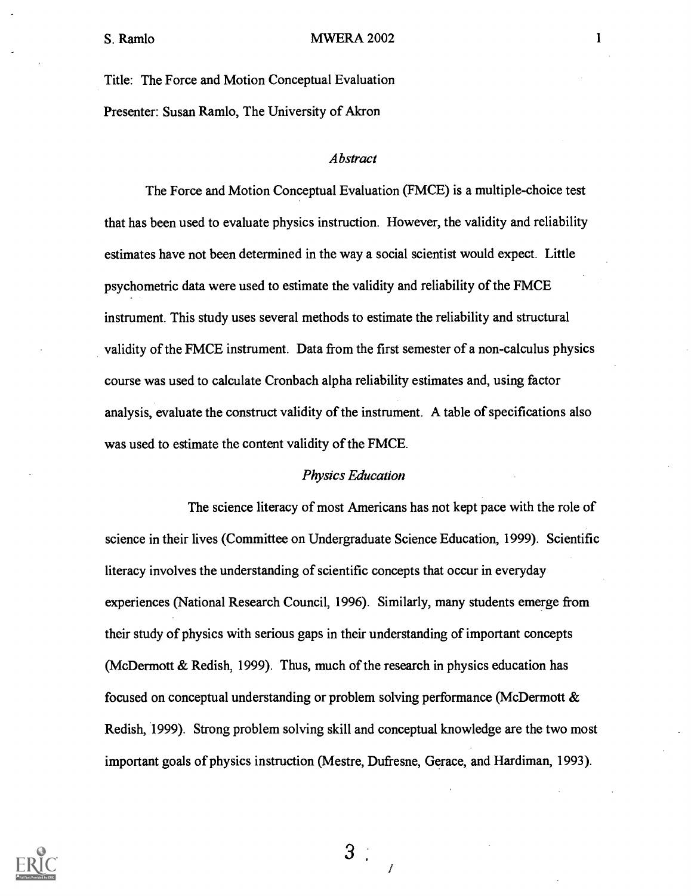Title: The Force and Motion Conceptual Evaluation

Presenter: Susan Ramlo, The University of Akron

## *Abstract*

The Force and Motion Conceptual Evaluation (FMCE) is a multiple-choice test that has been used to evaluate physics instruction. However, the validity and reliability estimates have not been determined in the way a social scientist would expect. Little psychometric data were used to estimate the validity and reliability of the FMCE instrument. This study uses several methods to estimate the reliability and structural validity of the FMCE instrument. Data from the first semester of a non-calculus physics course was used to calculate Cronbach alpha reliability estimates and, using factor analysis, evaluate the construct validity of the instrument. A table of specifications also was used to estimate the content validity of the FMCE.

## *Physics Education*

The science literacy of most Americans has not kept pace with the role of science in their lives (Committee on Undergraduate Science Education, 1999). Scientific literacy involves the understanding of scientific concepts that occur in everyday experiences (National Research Council, 1996). Similarly, many students emerge from their study of physics with serious gaps in their understanding of important concepts (McDermott & Redish, 1999). Thus, much of the research in physics education has focused on conceptual understanding or problem solving performance (McDermott & Redish, 1999). Strong problem solving skill and conceptual knowledge are the two most important goals of physics instruction (Mestre, Dufresne, Gerace, and Hardiman, 1993).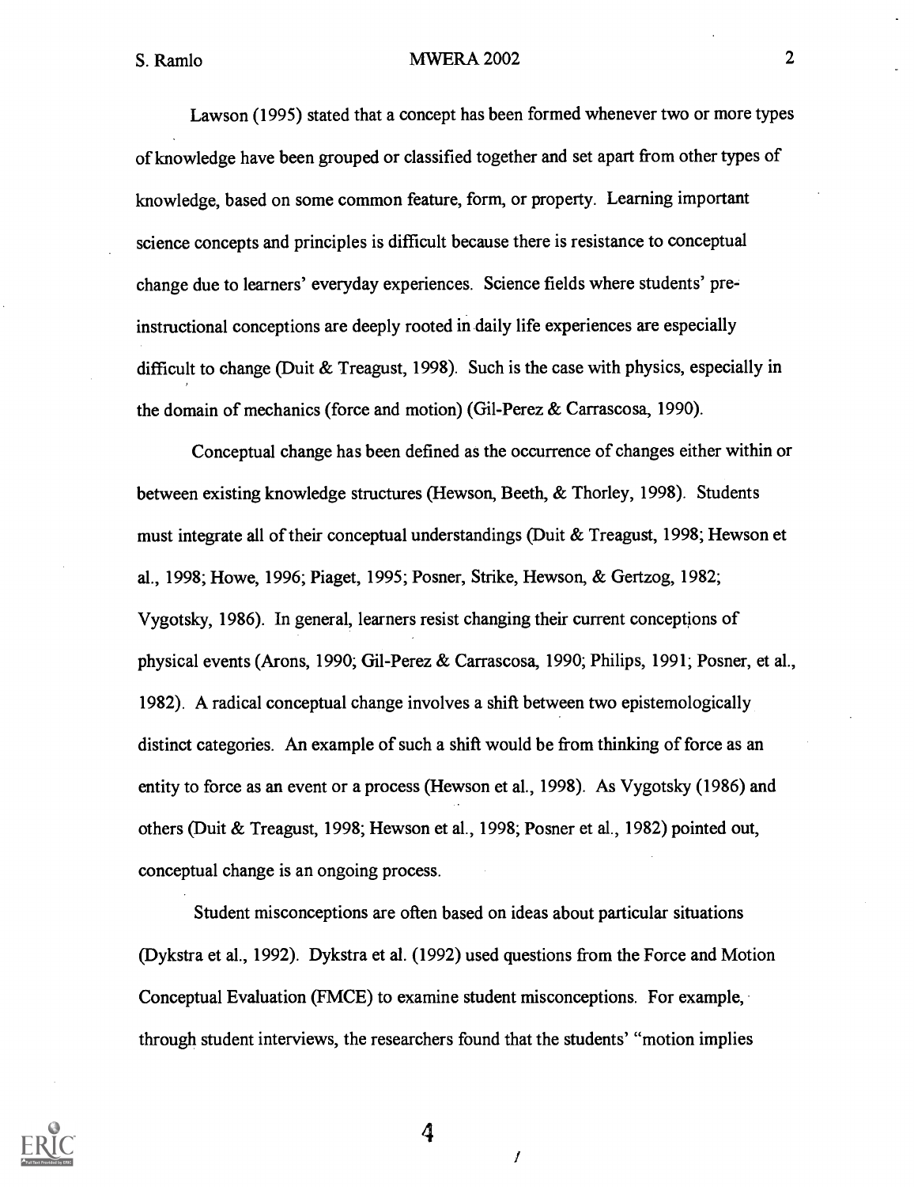Lawson (1995) stated that a concept has been formed whenever two or more types of knowledge have been grouped or classified together and set apart from other types of knowledge, based on some common feature, form, or property. Learning important science concepts and principles is difficult because there is resistance to conceptual change due to learners' everyday experiences. Science fields where students' pre-instructional conceptions are deeply rooted in daily life experiences are especially difficult to change (Duit & Treagust, 1998). Such is the case with physics, especially in the domain of mechanics (force and motion) (Gil-Perez & Carrascosa, 1990).

Conceptual change has been defined as the occurrence of changes either within or between existing knowledge structures (Hewson, Beeth, & Thorley, 1998). Students must integrate all of their conceptual understandings (Duit & Treagust, 1998; Hewson et al., 1998; Howe, 1996; Piaget, 1995; Posner, Strike, Hewson, & Gertzog, 1982; Vygotsky, 1986). In general, learners resist changing their current conceptions of physical events (Arons, 1990; Gil-Perez & Carrascosa, 1990; Philips, 1991; Posner, et al., 1982). A radical conceptual change involves a shift between two epistemologically distinct categories. An example of such a shift would be from thinking of force as an entity to force as an event or a process (Hewson et al., 1998). As Vygotsky (1986) and others (Duit & Treagust, 1998; Hewson et al., 1998; Posner et al., 1982) pointed out, conceptual change is an ongoing process.

Student misconceptions are often based on ideas about particular situations (Dykstra et al., 1992). Dykstra et al. (1992) used questions from the Force and Motion Conceptual Evaluation (FMCE) to examine student misconceptions. For example, through student interviews, the researchers found that the students' "motion implies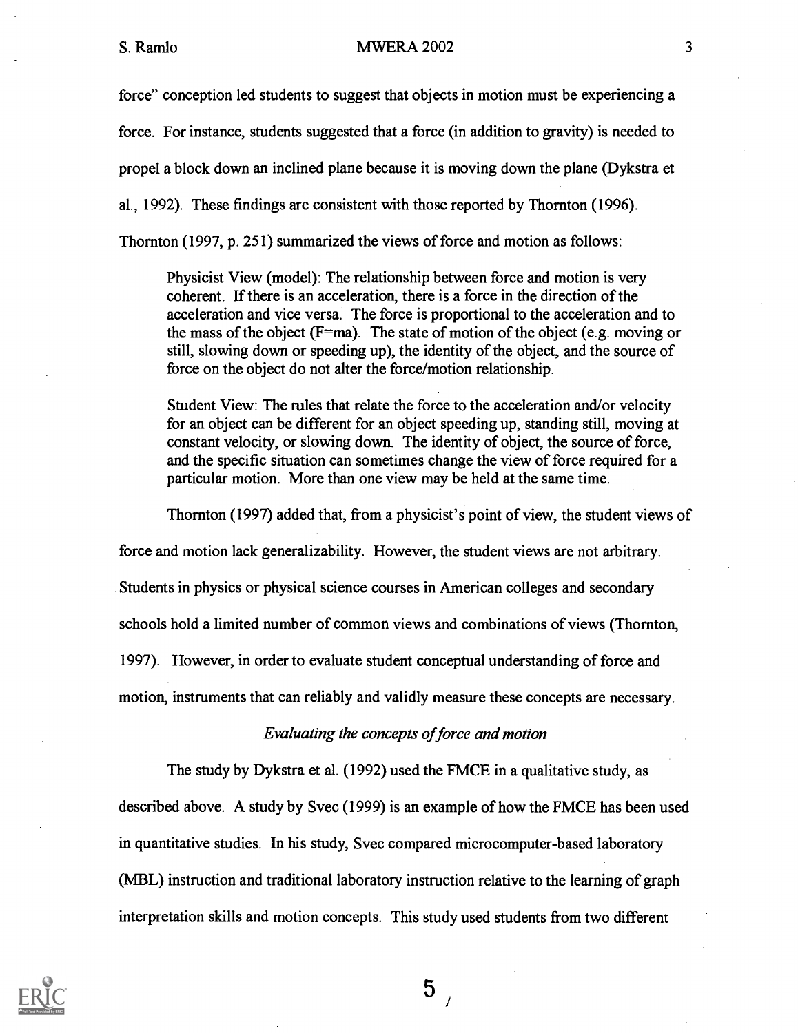force" conception led students to suggest that objects in motion must be experiencing a force. For instance, students suggested that a force (in addition to gravity) is needed to propel a block down an inclined plane because it is moving down the plane (Dykstra et al., 1992). These findings are consistent with those reported by Thornton (1996). Thornton (1997, p. 251) summarized the views of force and motion as follows:

> Physicist View (model): The relationship between force and motion is very coherent. If there is an acceleration, there is a force in the direction of the acceleration and vice versa. The force is proportional to the acceleration and to the mass of the object (F=ma). The state of motion of the object (e.g. moving or still, slowing down or speeding up), the identity of the object, and the source of force on the object do not alter the force/motion relationship.
>
> Student View: The rules that relate the force to the acceleration and/or velocity for an object can be different for an object speeding up, standing still, moving at constant velocity, or slowing down. The identity of object, the source of force, and the specific situation can sometimes change the view of force required for a particular motion. More than one view may be held at the same time.

Thornton (1997) added that, from a physicist's point of view, the student views of force and motion lack generalizability. However, the student views are not arbitrary. Students in physics or physical science courses in American colleges and secondary schools hold a limited number of common views and combinations of views (Thornton, 1997). However, in order to evaluate student conceptual understanding of force and motion, instruments that can reliably and validly measure these concepts are necessary.

*Evaluating the concepts of force and motion*

The study by Dykstra et al. (1992) used the FMCE in a qualitative study, as described above. A study by Svec (1999) is an example of how the FMCE has been used in quantitative studies. In his study, Svec compared microcomputer-based laboratory (MBL) instruction and traditional laboratory instruction relative to the learning of graph interpretation skills and motion concepts. This study used students from two different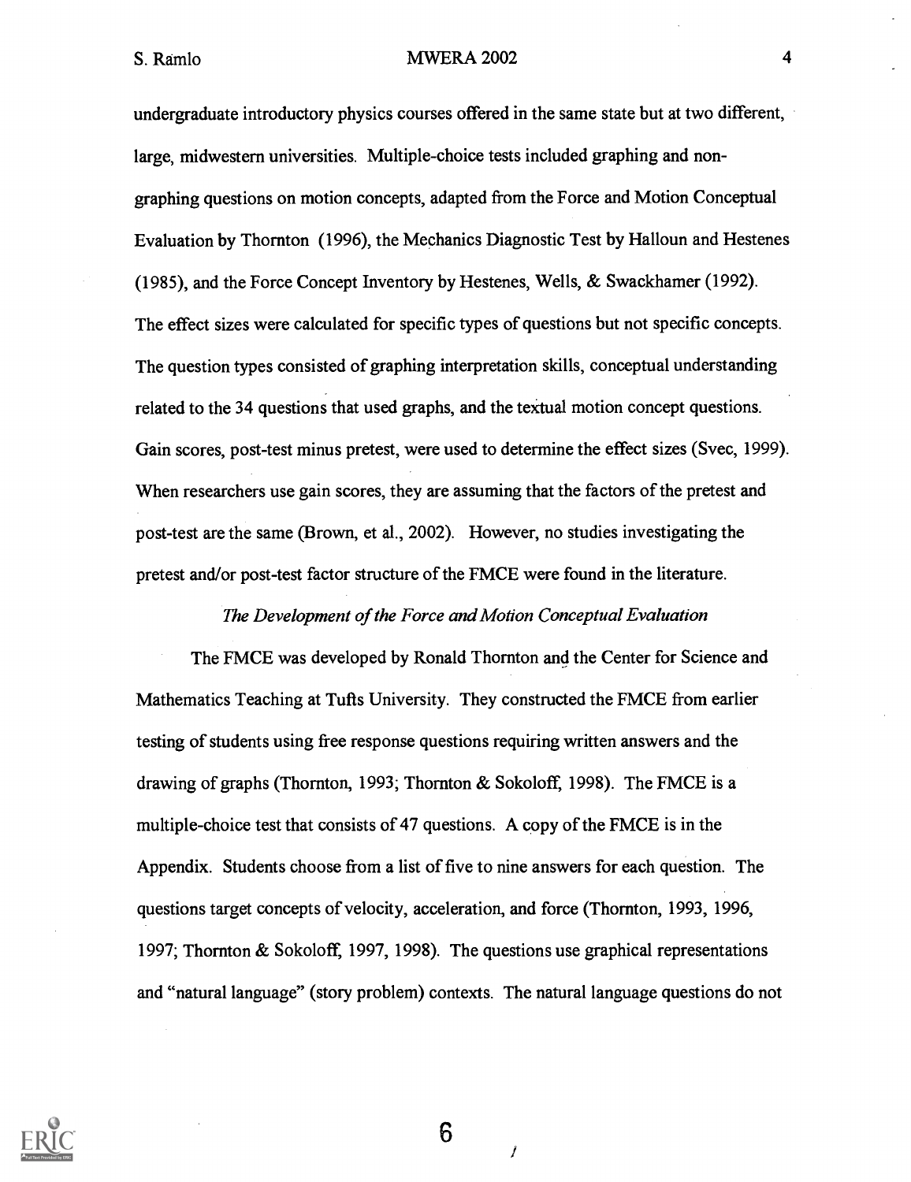undergraduate introductory physics courses offered in the same state but at two different, large, midwestern universities. Multiple-choice tests included graphing and non-graphing questions on motion concepts, adapted from the Force and Motion Conceptual Evaluation by Thornton (1996), the Mechanics Diagnostic Test by Halloun and Hestenes (1985), and the Force Concept Inventory by Hestenes, Wells, & Swackhamer (1992). The effect sizes were calculated for specific types of questions but not specific concepts. The question types consisted of graphing interpretation skills, conceptual understanding related to the 34 questions that used graphs, and the textual motion concept questions. Gain scores, post-test minus pretest, were used to determine the effect sizes (Svec, 1999). When researchers use gain scores, they are assuming that the factors of the pretest and post-test are the same (Brown, et al., 2002). However, no studies investigating the pretest and/or post-test factor structure of the FMCE were found in the literature.

*The Development of the Force and Motion Conceptual Evaluation*

The FMCE was developed by Ronald Thornton and the Center for Science and Mathematics Teaching at Tufts University. They constructed the FMCE from earlier testing of students using free response questions requiring written answers and the drawing of graphs (Thornton, 1993; Thornton & Sokoloff, 1998). The FMCE is a multiple-choice test that consists of 47 questions. A copy of the FMCE is in the Appendix. Students choose from a list of five to nine answers for each question. The questions target concepts of velocity, acceleration, and force (Thornton, 1993, 1996, 1997; Thornton & Sokoloff, 1997, 1998). The questions use graphical representations and "natural language" (story problem) contexts. The natural language questions do not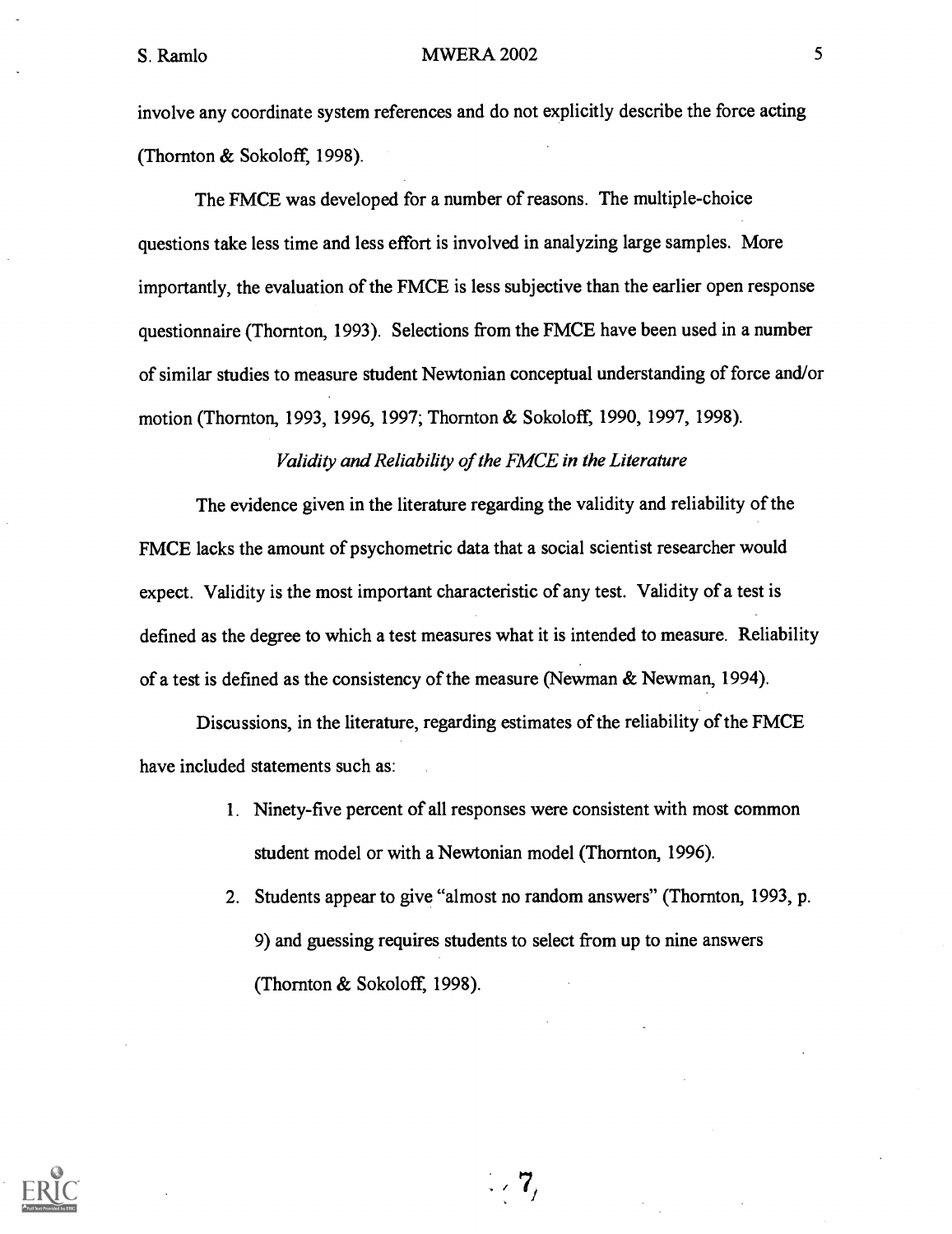involve any coordinate system references and do not explicitly describe the force acting (Thornton & Sokoloff, 1998).

The FMCE was developed for a number of reasons. The multiple-choice questions take less time and less effort is involved in analyzing large samples. More importantly, the evaluation of the FMCE is less subjective than the earlier open response questionnaire (Thornton, 1993). Selections from the FMCE have been used in a number of similar studies to measure student Newtonian conceptual understanding of force and/or motion (Thornton, 1993, 1996, 1997; Thornton & Sokoloff, 1990, 1997, 1998).

*Validity and Reliability of the FMCE in the Literature*

The evidence given in the literature regarding the validity and reliability of the FMCE lacks the amount of psychometric data that a social scientist researcher would expect. Validity is the most important characteristic of any test. Validity of a test is defined as the degree to which a test measures what it is intended to measure. Reliability of a test is defined as the consistency of the measure (Newman & Newman, 1994).

Discussions, in the literature, regarding estimates of the reliability of the FMCE have included statements such as:

1. Ninety-five percent of all responses were consistent with most common student model or with a Newtonian model (Thornton, 1996).
2. Students appear to give "almost no random answers" (Thornton, 1993, p. 9) and guessing requires students to select from up to nine answers (Thornton & Sokoloff, 1998).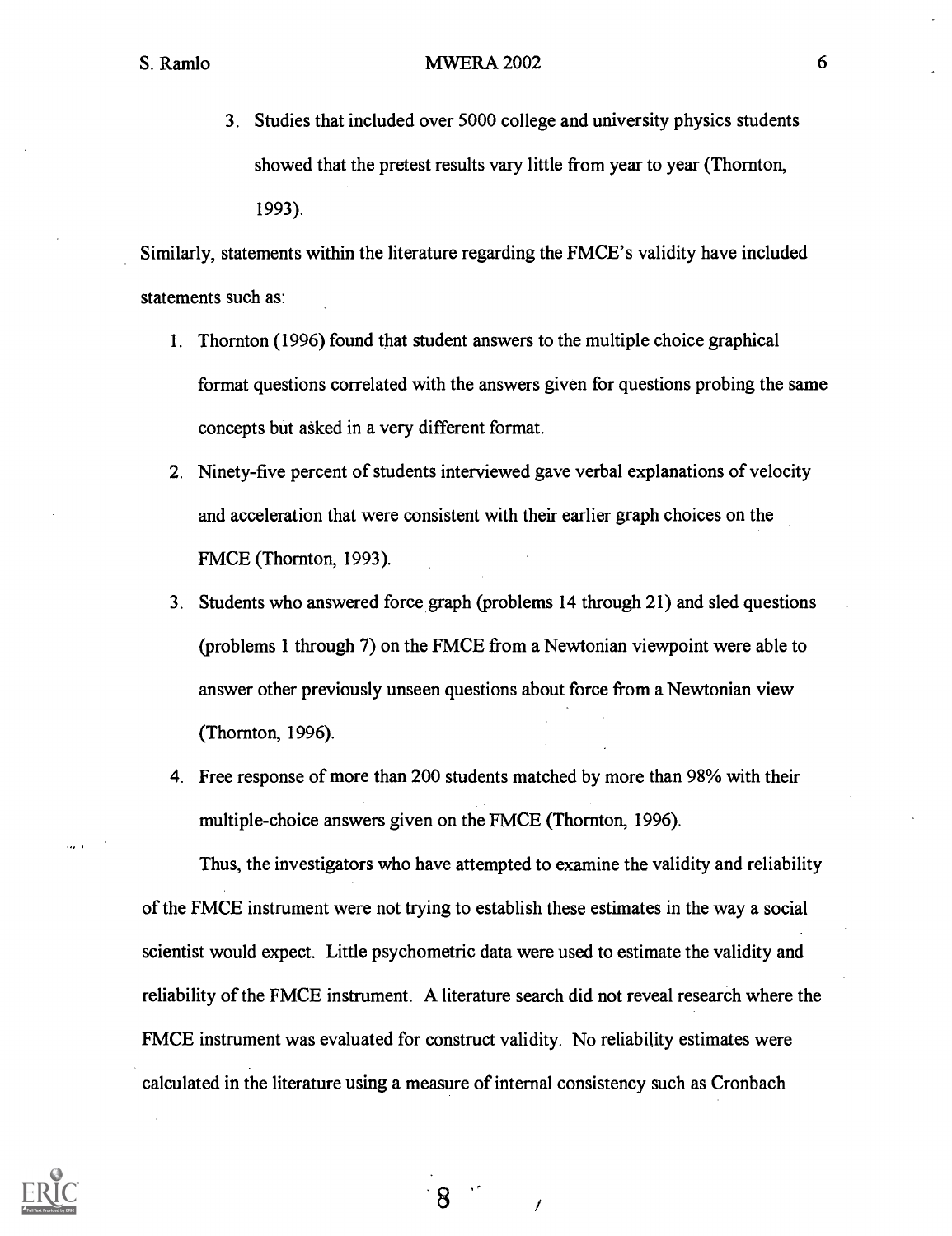3. Studies that included over 5000 college and university physics students showed that the pretest results vary little from year to year (Thornton, 1993).

Similarly, statements within the literature regarding the FMCE's validity have included statements such as:

1. Thornton (1996) found that student answers to the multiple choice graphical format questions correlated with the answers given for questions probing the same concepts but asked in a very different format.
2. Ninety-five percent of students interviewed gave verbal explanations of velocity and acceleration that were consistent with their earlier graph choices on the FMCE (Thornton, 1993).
3. Students who answered force graph (problems 14 through 21) and sled questions (problems 1 through 7) on the FMCE from a Newtonian viewpoint were able to answer other previously unseen questions about force from a Newtonian view (Thornton, 1996).
4. Free response of more than 200 students matched by more than 98% with their multiple-choice answers given on the FMCE (Thornton, 1996).

Thus, the investigators who have attempted to examine the validity and reliability of the FMCE instrument were not trying to establish these estimates in the way a social scientist would expect. Little psychometric data were used to estimate the validity and reliability of the FMCE instrument. A literature search did not reveal research where the FMCE instrument was evaluated for construct validity. No reliability estimates were calculated in the literature using a measure of internal consistency such as Cronbach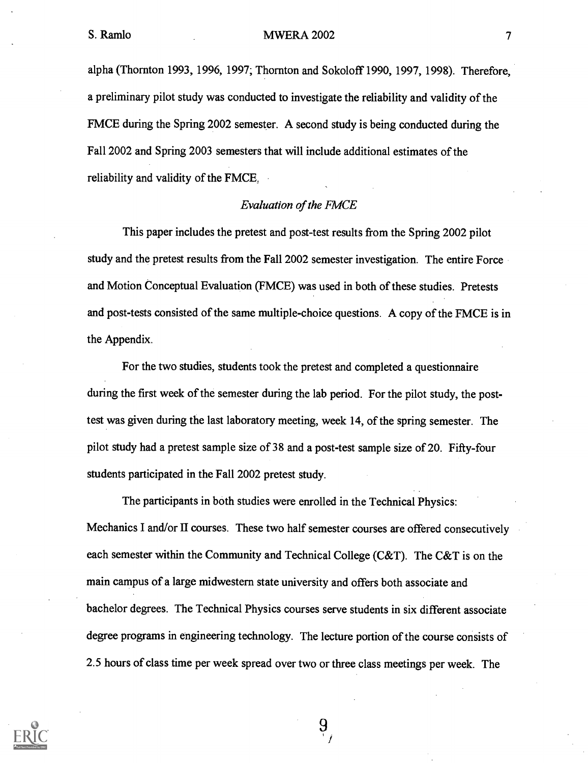alpha (Thornton 1993, 1996, 1997; Thornton and Sokoloff 1990, 1997, 1998). Therefore, a preliminary pilot study was conducted to investigate the reliability and validity of the FMCE during the Spring 2002 semester. A second study is being conducted during the Fall 2002 and Spring 2003 semesters that will include additional estimates of the reliability and validity of the FMCE.

### *Evaluation of the FMCE*

This paper includes the pretest and post-test results from the Spring 2002 pilot study and the pretest results from the Fall 2002 semester investigation. The entire Force and Motion Conceptual Evaluation (FMCE) was used in both of these studies. Pretests and post-tests consisted of the same multiple-choice questions. A copy of the FMCE is in the Appendix.

For the two studies, students took the pretest and completed a questionnaire during the first week of the semester during the lab period. For the pilot study, the post-test was given during the last laboratory meeting, week 14, of the spring semester. The pilot study had a pretest sample size of 38 and a post-test sample size of 20. Fifty-four students participated in the Fall 2002 pretest study.

The participants in both studies were enrolled in the Technical Physics: Mechanics I and/or II courses. These two half semester courses are offered consecutively each semester within the Community and Technical College (C&T). The C&T is on the main campus of a large midwestern state university and offers both associate and bachelor degrees. The Technical Physics courses serve students in six different associate degree programs in engineering technology. The lecture portion of the course consists of 2.5 hours of class time per week spread over two or three class meetings per week. The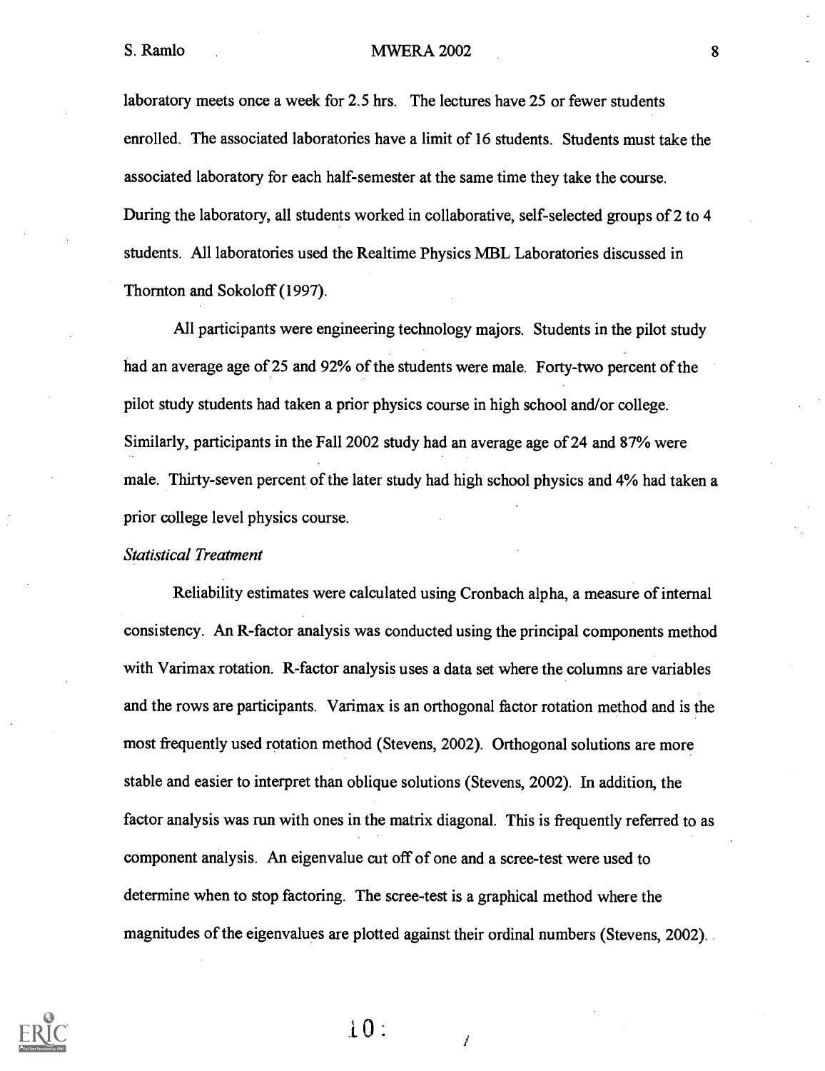laboratory meets once a week for 2.5 hrs. The lectures have 25 or fewer students enrolled. The associated laboratories have a limit of 16 students. Students must take the associated laboratory for each half-semester at the same time they take the course. During the laboratory, all students worked in collaborative, self-selected groups of 2 to 4 students. All laboratories used the Realtime Physics MBL Laboratories discussed in Thornton and Sokoloff (1997).

All participants were engineering technology majors. Students in the pilot study had an average age of 25 and 92% of the students were male. Forty-two percent of the pilot study students had taken a prior physics course in high school and/or college. Similarly, participants in the Fall 2002 study had an average age of 24 and 87% were male. Thirty-seven percent of the later study had high school physics and 4% had taken a prior college level physics course.

*Statistical Treatment*

Reliability estimates were calculated using Cronbach alpha, a measure of internal consistency. An R-factor analysis was conducted using the principal components method with Varimax rotation. R-factor analysis uses a data set where the columns are variables and the rows are participants. Varimax is an orthogonal factor rotation method and is the most frequently used rotation method (Stevens, 2002). Orthogonal solutions are more stable and easier to interpret than oblique solutions (Stevens, 2002). In addition, the factor analysis was run with ones in the matrix diagonal. This is frequently referred to as component analysis. An eigenvalue cut off of one and a scree-test were used to determine when to stop factoring. The scree-test is a graphical method where the magnitudes of the eigenvalues are plotted against their ordinal numbers (Stevens, 2002).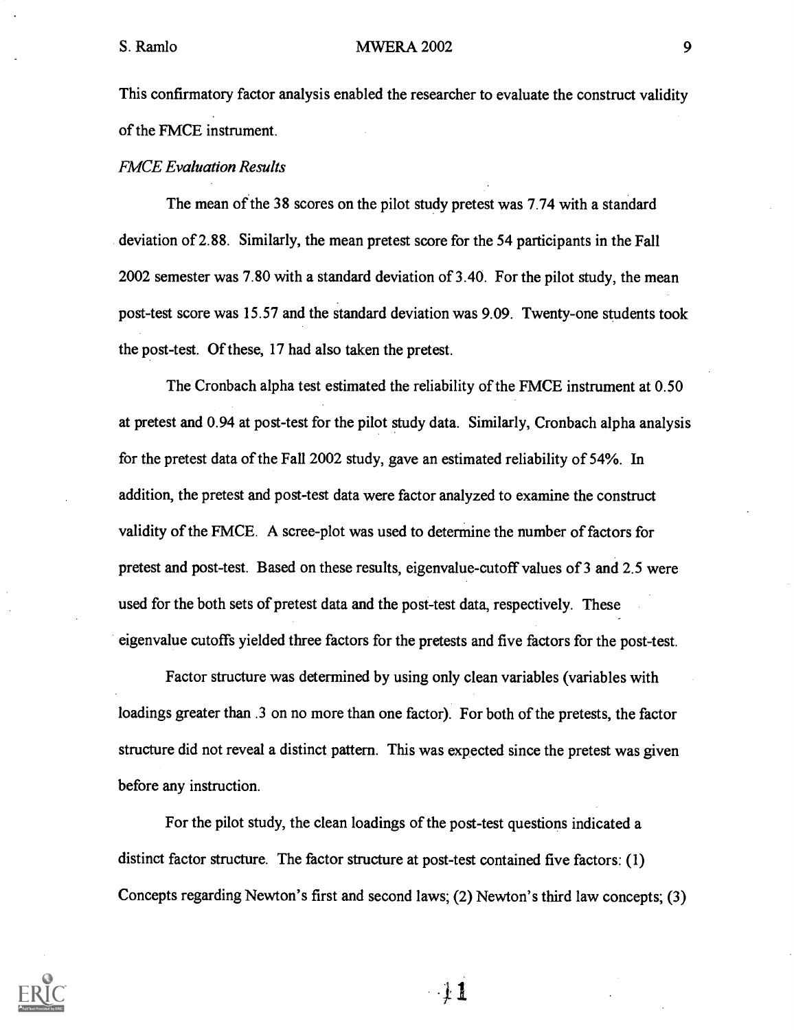This confirmatory factor analysis enabled the researcher to evaluate the construct validity of the FMCE instrument.

*FMCE Evaluation Results*

The mean of the 38 scores on the pilot study pretest was 7.74 with a standard deviation of 2.88. Similarly, the mean pretest score for the 54 participants in the Fall 2002 semester was 7.80 with a standard deviation of 3.40. For the pilot study, the mean post-test score was 15.57 and the standard deviation was 9.09. Twenty-one students took the post-test. Of these, 17 had also taken the pretest.

The Cronbach alpha test estimated the reliability of the FMCE instrument at 0.50 at pretest and 0.94 at post-test for the pilot study data. Similarly, Cronbach alpha analysis for the pretest data of the Fall 2002 study, gave an estimated reliability of 54%. In addition, the pretest and post-test data were factor analyzed to examine the construct validity of the FMCE. A scree-plot was used to determine the number of factors for pretest and post-test. Based on these results, eigenvalue-cutoff values of 3 and 2.5 were used for the both sets of pretest data and the post-test data, respectively. These eigenvalue cutoffs yielded three factors for the pretests and five factors for the post-test.

Factor structure was determined by using only clean variables (variables with loadings greater than .3 on no more than one factor). For both of the pretests, the factor structure did not reveal a distinct pattern. This was expected since the pretest was given before any instruction.

For the pilot study, the clean loadings of the post-test questions indicated a distinct factor structure. The factor structure at post-test contained five factors: (1) Concepts regarding Newton's first and second laws; (2) Newton's third law concepts; (3)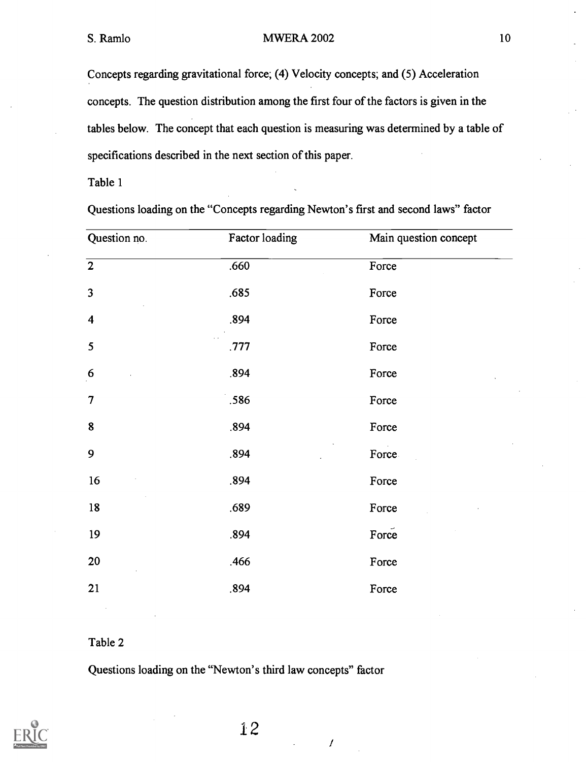Concepts regarding gravitational force; (4) Velocity concepts; and (5) Acceleration concepts. The question distribution among the first four of the factors is given in the tables below. The concept that each question is measuring was determined by a table of specifications described in the next section of this paper.

Table 1

Questions loading on the "Concepts regarding Newton's first and second laws" factor

| Question no. | Factor loading | Main question concept |
|---|---|---|
| 2 | .660 | Force |
| 3 | .685 | Force |
| 4 | .894 | Force |
| 5 | .777 | Force |
| 6 | .894 | Force |
| 7 | .586 | Force |
| 8 | .894 | Force |
| 9 | .894 | Force |
| 16 | .894 | Force |
| 18 | .689 | Force |
| 19 | .894 | Force |
| 20 | .466 | Force |
| 21 | .894 | Force |

Table 2

Questions loading on the "Newton's third law concepts" factor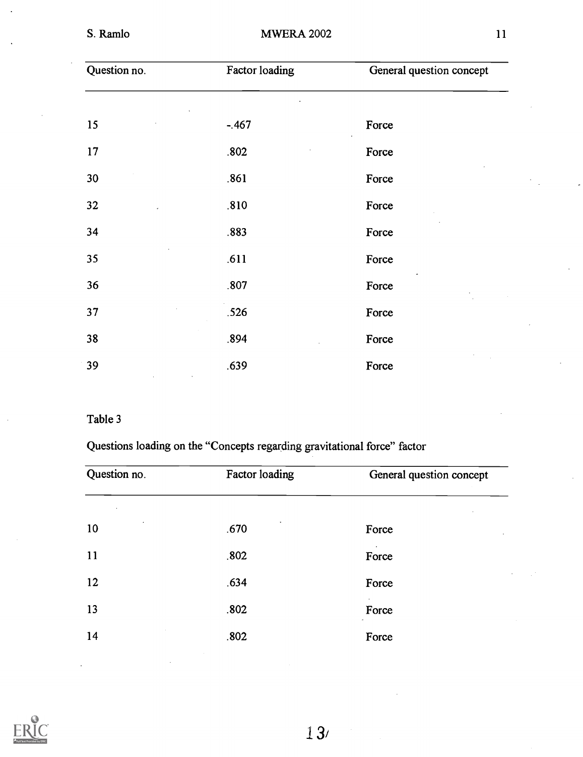| Question no. | Factor loading | General question concept |
|---|---|---|
| 15 | -.467 | Force |
| 17 | .802 | Force |
| 30 | .861 | Force |
| 32 | .810 | Force |
| 34 | .883 | Force |
| 35 | .611 | Force |
| 36 | .807 | Force |
| 37 | .526 | Force |
| 38 | .894 | Force |
| 39 | .639 | Force |

Table 3

Questions loading on the "Concepts regarding gravitational force" factor

| Question no. | Factor loading | General question concept |
|---|---|---|
| 10 | .670 | Force |
| 11 | .802 | Force |
| 12 | .634 | Force |
| 13 | .802 | Force |
| 14 | .802 | Force |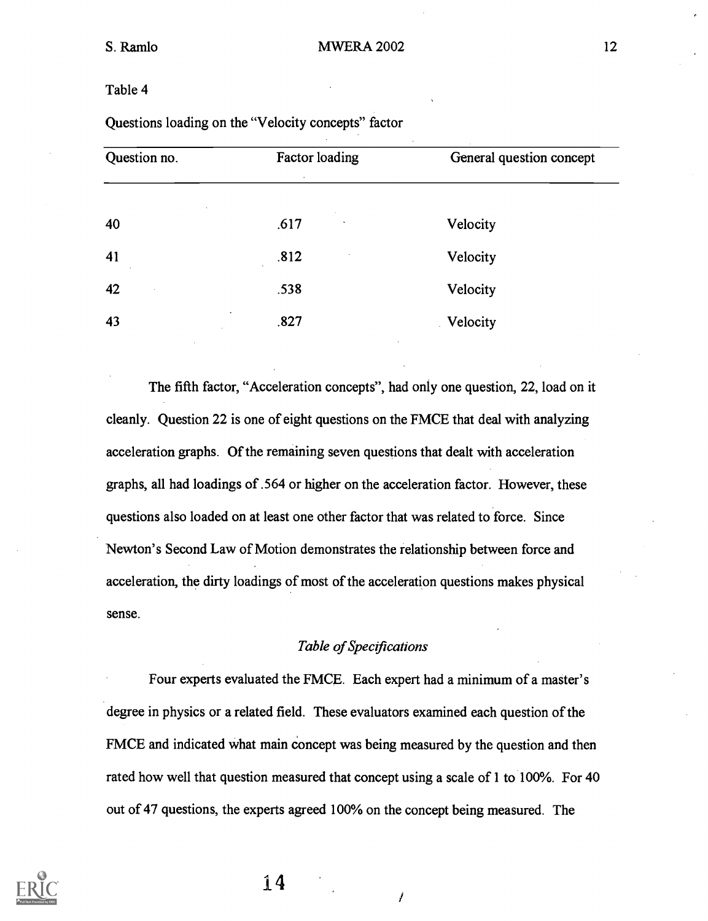Table 4

Questions loading on the "Velocity concepts" factor

| Question no. | Factor loading | General question concept |
| --- | --- | --- |
| 40 | .617 | Velocity |
| 41 | .812 | Velocity |
| 42 | .538 | Velocity |
| 43 | .827 | Velocity |

The fifth factor, "Acceleration concepts", had only one question, 22, load on it cleanly. Question 22 is one of eight questions on the FMCE that deal with analyzing acceleration graphs. Of the remaining seven questions that dealt with acceleration graphs, all had loadings of .564 or higher on the acceleration factor. However, these questions also loaded on at least one other factor that was related to force. Since Newton's Second Law of Motion demonstrates the relationship between force and acceleration, the dirty loadings of most of the acceleration questions makes physical sense.

*Table of Specifications*

Four experts evaluated the FMCE. Each expert had a minimum of a master's degree in physics or a related field. These evaluators examined each question of the FMCE and indicated what main concept was being measured by the question and then rated how well that question measured that concept using a scale of 1 to 100%. For 40 out of 47 questions, the experts agreed 100% on the concept being measured. The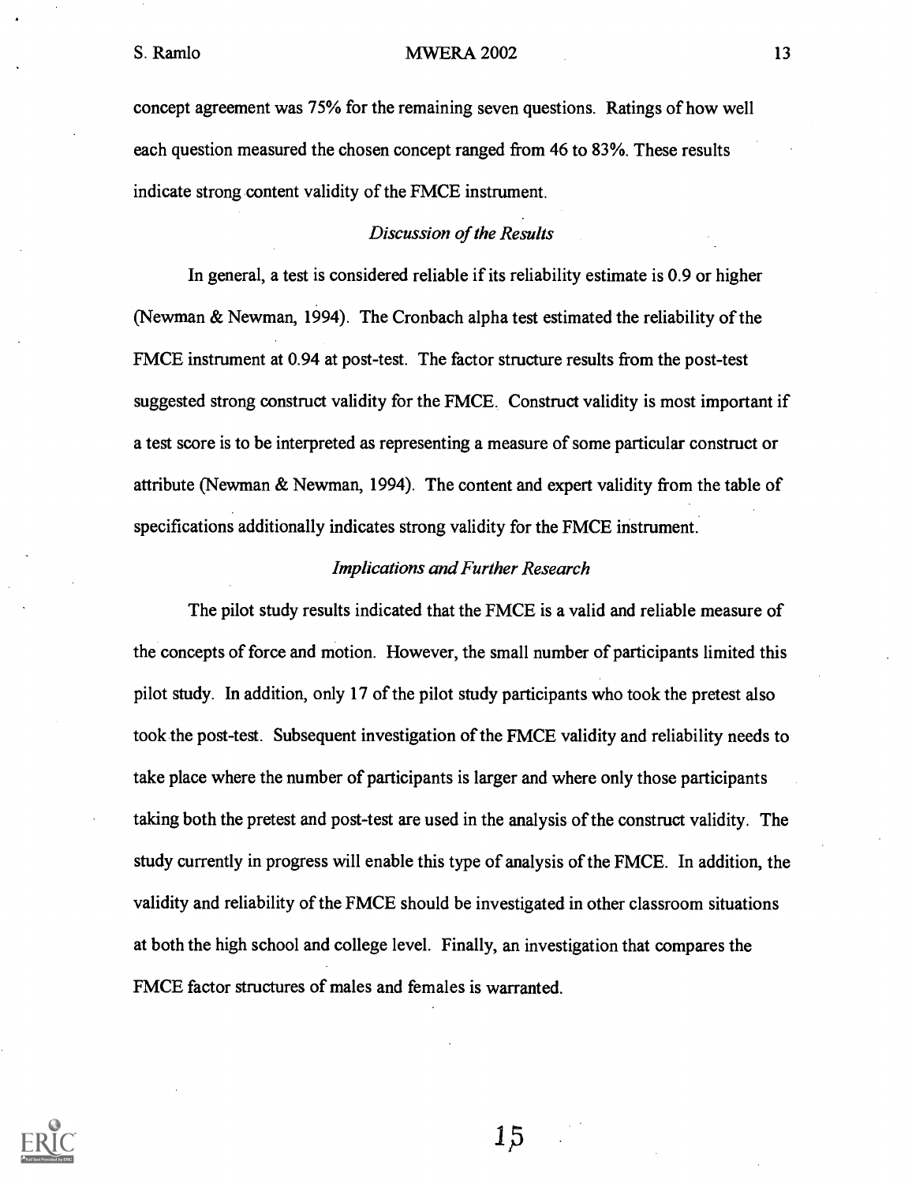concept agreement was 75% for the remaining seven questions. Ratings of how well each question measured the chosen concept ranged from 46 to 83%. These results indicate strong content validity of the FMCE instrument.

### *Discussion of the Results*

In general, a test is considered reliable if its reliability estimate is 0.9 or higher (Newman & Newman, 1994). The Cronbach alpha test estimated the reliability of the FMCE instrument at 0.94 at post-test. The factor structure results from the post-test suggested strong construct validity for the FMCE. Construct validity is most important if a test score is to be interpreted as representing a measure of some particular construct or attribute (Newman & Newman, 1994). The content and expert validity from the table of specifications additionally indicates strong validity for the FMCE instrument.

### *Implications and Further Research*

The pilot study results indicated that the FMCE is a valid and reliable measure of the concepts of force and motion. However, the small number of participants limited this pilot study. In addition, only 17 of the pilot study participants who took the pretest also took the post-test. Subsequent investigation of the FMCE validity and reliability needs to take place where the number of participants is larger and where only those participants taking both the pretest and post-test are used in the analysis of the construct validity. The study currently in progress will enable this type of analysis of the FMCE. In addition, the validity and reliability of the FMCE should be investigated in other classroom situations at both the high school and college level. Finally, an investigation that compares the FMCE factor structures of males and females is warranted.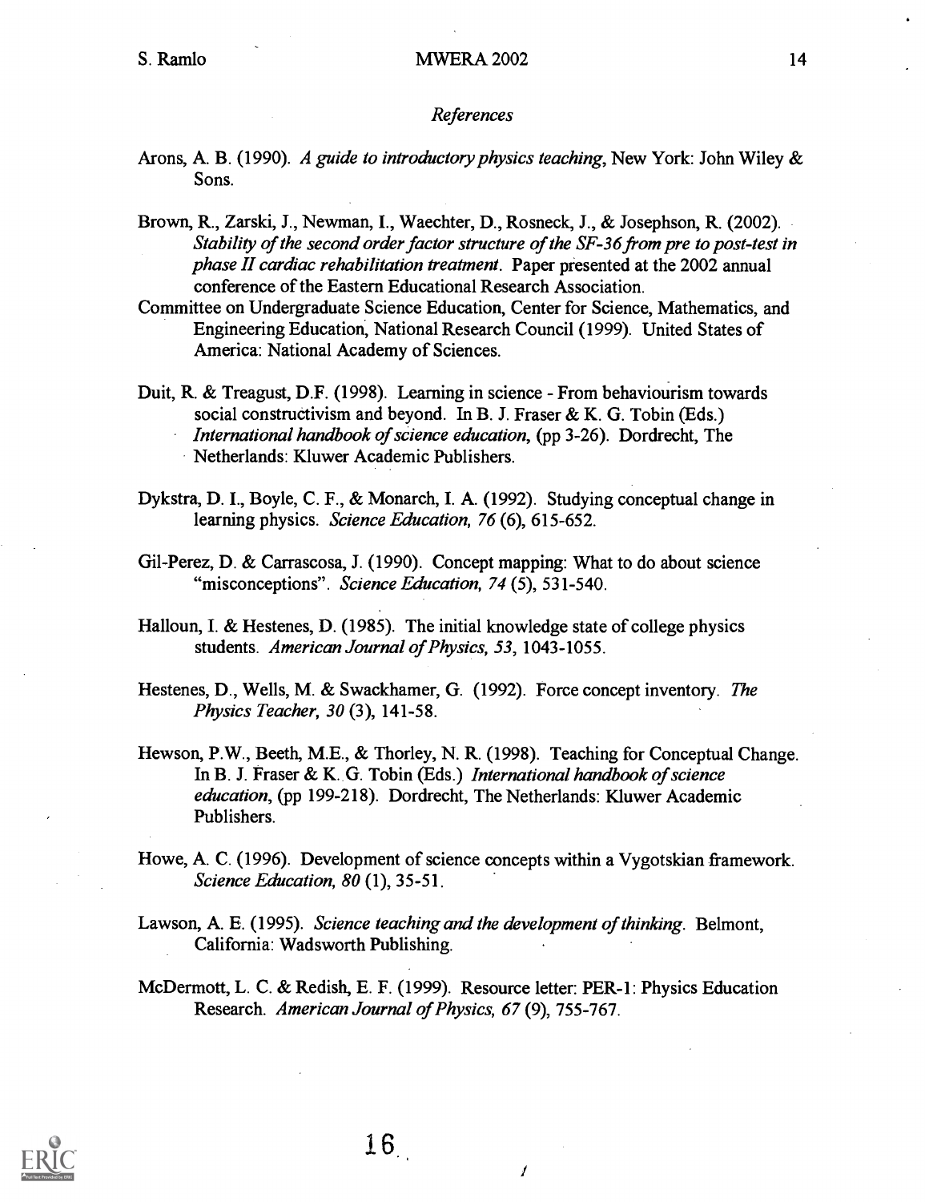*References*

Arons, A. B. (1990). *A guide to introductory physics teaching*, New York: John Wiley & Sons.

Brown, R., Zarski, J., Newman, I., Waechter, D., Rosneck, J., & Josephson, R. (2002). *Stability of the second order factor structure of the SF-36 from pre to post-test in phase II cardiac rehabilitation treatment*. Paper presented at the 2002 annual conference of the Eastern Educational Research Association.

Committee on Undergraduate Science Education, Center for Science, Mathematics, and Engineering Education, National Research Council (1999). United States of America: National Academy of Sciences.

Duit, R. & Treagust, D.F. (1998). Learning in science - From behaviourism towards social constructivism and beyond. In B. J. Fraser & K. G. Tobin (Eds.) *International handbook of science education*, (pp 3-26). Dordrecht, The Netherlands: Kluwer Academic Publishers.

Dykstra, D. I., Boyle, C. F., & Monarch, I. A. (1992). Studying conceptual change in learning physics. *Science Education, 76* (6), 615-652.

Gil-Perez, D. & Carrascosa, J. (1990). Concept mapping: What to do about science "misconceptions". *Science Education, 74* (5), 531-540.

Halloun, I. & Hestenes, D. (1985). The initial knowledge state of college physics students. *American Journal of Physics, 53*, 1043-1055.

Hestenes, D., Wells, M. & Swackhamer, G. (1992). Force concept inventory. *The Physics Teacher, 30* (3), 141-58.

Hewson, P.W., Beeth, M.E., & Thorley, N. R. (1998). Teaching for Conceptual Change. In B. J. Fraser & K. G. Tobin (Eds.) *International handbook of science education*, (pp 199-218). Dordrecht, The Netherlands: Kluwer Academic Publishers.

Howe, A. C. (1996). Development of science concepts within a Vygotskian framework. *Science Education, 80* (1), 35-51.

Lawson, A. E. (1995). *Science teaching and the development of thinking*. Belmont, California: Wadsworth Publishing.

McDermott, L. C. & Redish, E. F. (1999). Resource letter: PER-1: Physics Education Research. *American Journal of Physics, 67* (9), 755-767.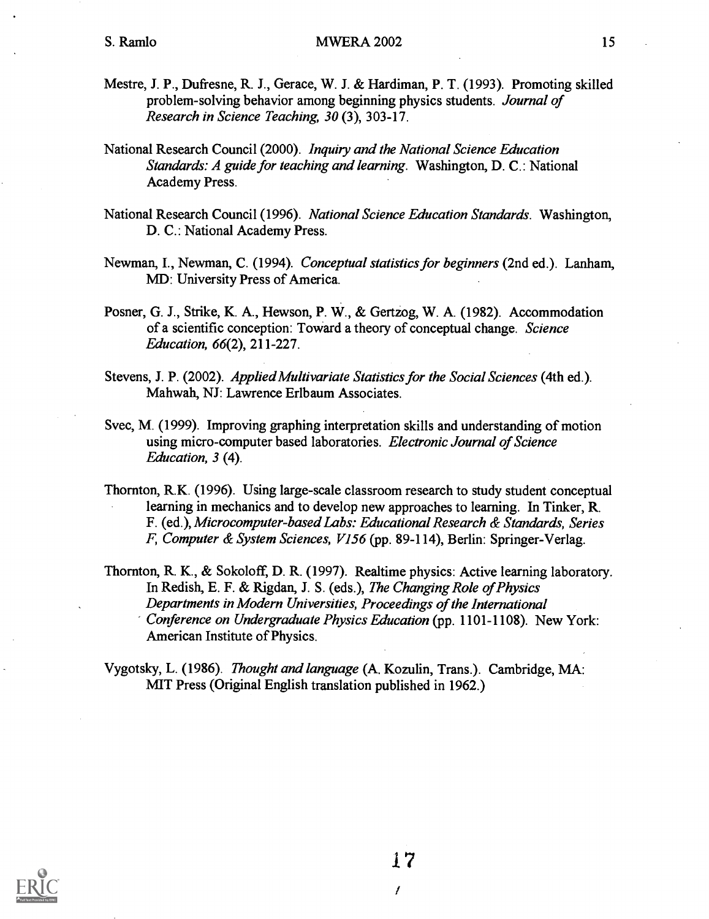Mestre, J. P., Dufresne, R. J., Gerace, W. J. & Hardiman, P. T. (1993). Promoting skilled problem-solving behavior among beginning physics students. *Journal of Research in Science Teaching, 30* (3), 303-17.

National Research Council (2000). *Inquiry and the National Science Education Standards: A guide for teaching and learning*. Washington, D. C.: National Academy Press.

National Research Council (1996). *National Science Education Standards*. Washington, D. C.: National Academy Press.

Newman, I., Newman, C. (1994). *Conceptual statistics for beginners* (2nd ed.). Lanham, MD: University Press of America.

Posner, G. J., Strike, K. A., Hewson, P. W., & Gertzog, W. A. (1982). Accommodation of a scientific conception: Toward a theory of conceptual change. *Science Education, 66*(2), 211-227.

Stevens, J. P. (2002). *Applied Multivariate Statistics for the Social Sciences* (4th ed.). Mahwah, NJ: Lawrence Erlbaum Associates.

Svec, M. (1999). Improving graphing interpretation skills and understanding of motion using micro-computer based laboratories. *Electronic Journal of Science Education, 3* (4).

Thornton, R.K. (1996). Using large-scale classroom research to study student conceptual learning in mechanics and to develop new approaches to learning. In Tinker, R. F. (ed.), *Microcomputer-based Labs: Educational Research & Standards, Series F, Computer & System Sciences, V156* (pp. 89-114), Berlin: Springer-Verlag.

Thornton, R. K., & Sokoloff, D. R. (1997). Realtime physics: Active learning laboratory. In Redish, E. F. & Rigdan, J. S. (eds.), *The Changing Role of Physics Departments in Modern Universities, Proceedings of the International Conference on Undergraduate Physics Education* (pp. 1101-1108). New York: American Institute of Physics.

Vygotsky, L. (1986). *Thought and language* (A. Kozulin, Trans.). Cambridge, MA: MIT Press (Original English translation published in 1962.)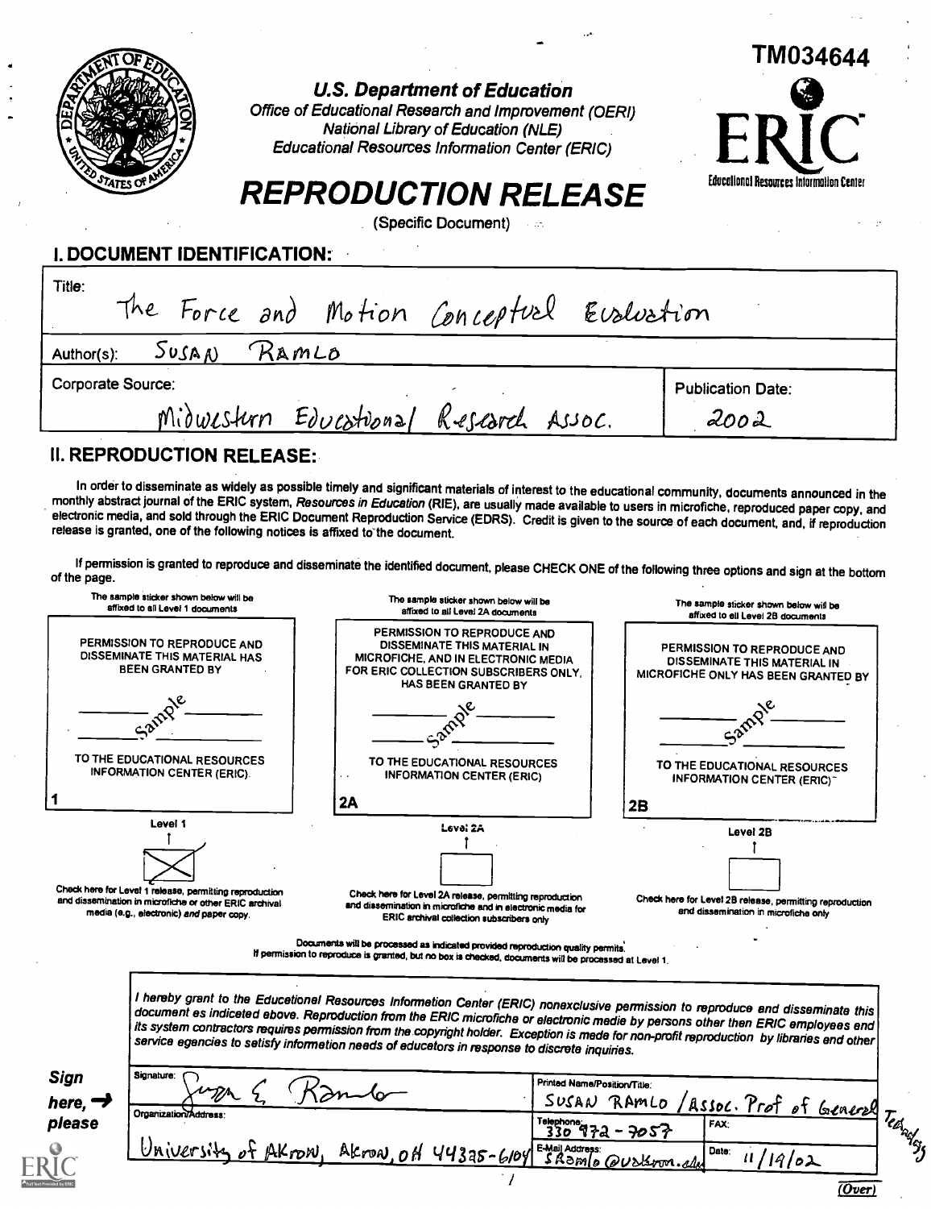TM034644

**U.S. Department of Education**
*Office of Educational Research and Improvement (OERI)*
*National Library of Education (NLE)*
*Educational Resources Information Center (ERIC)*

ERIC — Educational Resources Information Center

# REPRODUCTION RELEASE

(Specific Document)

## I. DOCUMENT IDENTIFICATION:

| | |
|---|---|
| Title: The Force and Motion Conceptual Evaluation | |
| Author(s): SUSAN RAMLO | |
| Corporate Source: Midwestern Educational Research Assoc. | Publication Date: 2002 |

## II. REPRODUCTION RELEASE:

In order to disseminate as widely as possible timely and significant materials of interest to the educational community, documents announced in the monthly abstract journal of the ERIC system, *Resources in Education* (RIE), are usually made available to users in microfiche, reproduced paper copy, and electronic media, and sold through the ERIC Document Reproduction Service (EDRS). Credit is given to the source of each document, and, if reproduction release is granted, one of the following notices is affixed to the document.

If permission is granted to reproduce and disseminate the identified document, please CHECK ONE of the following three options and sign at the bottom of the page.

| The sample sticker shown below will be affixed to all Level 1 documents | The sample sticker shown below will be affixed to all Level 2A documents | The sample sticker shown below will be affixed to all Level 2B documents |
|---|---|---|
| PERMISSION TO REPRODUCE AND DISSEMINATE THIS MATERIAL HAS BEEN GRANTED BY Sample TO THE EDUCATIONAL RESOURCES INFORMATION CENTER (ERIC). | PERMISSION TO REPRODUCE AND DISSEMINATE THIS MATERIAL IN MICROFICHE, AND IN ELECTRONIC MEDIA FOR ERIC COLLECTION SUBSCRIBERS ONLY, HAS BEEN GRANTED BY Sample TO THE EDUCATIONAL RESOURCES INFORMATION CENTER (ERIC) | PERMISSION TO REPRODUCE AND DISSEMINATE THIS MATERIAL IN MICROFICHE ONLY HAS BEEN GRANTED BY Sample TO THE EDUCATIONAL RESOURCES INFORMATION CENTER (ERIC) |
| 1 | 2A | 2B |
| Level 1 [X] | Level 2A [ ] | Level 2B [ ] |
| Check here for Level 1 release, permitting reproduction and dissemination in microfiche or other ERIC archival media (e.g., electronic) *and* paper copy. | Check here for Level 2A release, permitting reproduction and dissemination in microfiche and in electronic media for ERIC archival collection subscribers only | Check here for Level 2B release, permitting reproduction and dissemination in microfiche only |

Documents will be processed as indicated provided reproduction quality permits.
If permission to reproduce is granted, but no box is checked, documents will be processed at Level 1.

*I hereby grant to the Educational Resources Information Center (ERIC) nonexclusive permission to reproduce and disseminate this document as indicated above. Reproduction from the ERIC microfiche or electronic media by persons other than ERIC employees and its system contractors requires permission from the copyright holder. Exception is made for non-profit reproduction by libraries and other service agencies to satisfy information needs of educators in response to discrete inquiries.*

**Sign here, → please**

| | | |
|---|---|---|
| Signature: Susan E. Ramlo | Printed Name/Position/Title: SUSAN RAMLO / Assoc. Prof of General Technology | |
| Organization/Address: University of Akron, Akron, OH 44325-6104 | Telephone: 330 972-7057 | FAX: |
| | E-Mail Address: sramlo@uakron.edu | Date: 11/19/02 |

(Over)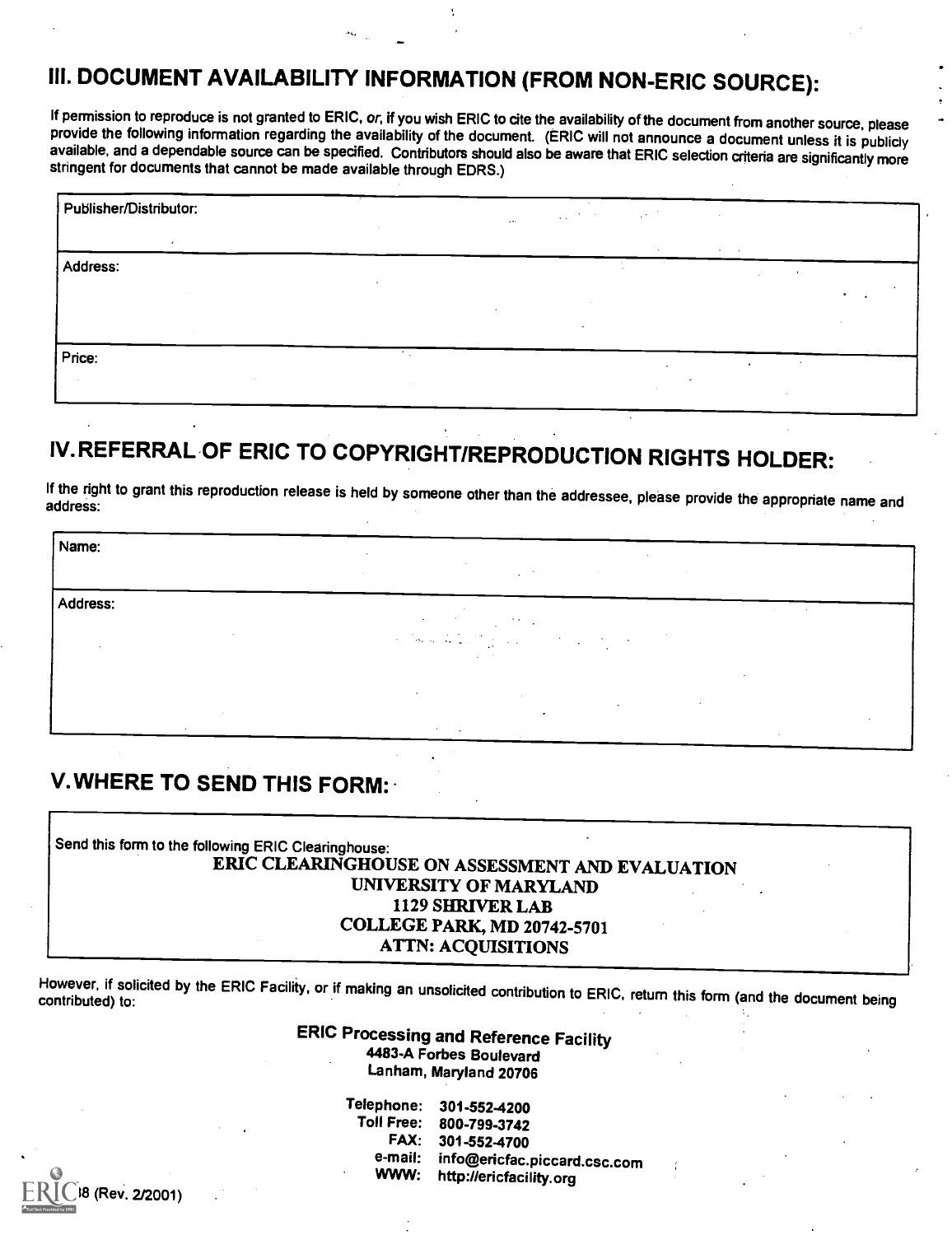## III. DOCUMENT AVAILABILITY INFORMATION (FROM NON-ERIC SOURCE):

If permission to reproduce is not granted to ERIC, *or*, if you wish ERIC to cite the availability of the document from another source, please provide the following information regarding the availability of the document. (ERIC will not announce a document unless it is publicly available, and a dependable source can be specified. Contributors should also be aware that ERIC selection criteria are significantly more stringent for documents that cannot be made available through EDRS.)

| |
|---|
| Publisher/Distributor: |
| Address: |
| Price: |

## IV. REFERRAL OF ERIC TO COPYRIGHT/REPRODUCTION RIGHTS HOLDER:

If the right to grant this reproduction release is held by someone other than the addressee, please provide the appropriate name and address:

| |
|---|
| Name: |
| Address: |

## V. WHERE TO SEND THIS FORM:

Send this form to the following ERIC Clearinghouse:

**ERIC CLEARINGHOUSE ON ASSESSMENT AND EVALUATION**
**UNIVERSITY OF MARYLAND**
**1129 SHRIVER LAB**
**COLLEGE PARK, MD 20742-5701**
**ATTN: ACQUISITIONS**

However, if solicited by the ERIC Facility, or if making an unsolicited contribution to ERIC, return this form (and the document being contributed) to:

**ERIC Processing and Reference Facility**
**4483-A Forbes Boulevard**
**Lanham, Maryland 20706**

**Telephone:** 301-552-4200
**Toll Free:** 800-799-3742
**FAX:** 301-552-4700
**e-mail:** info@ericfac.piccard.csc.com
**WWW:** http://ericfacility.org

ERIC 88 (Rev. 2/2001)